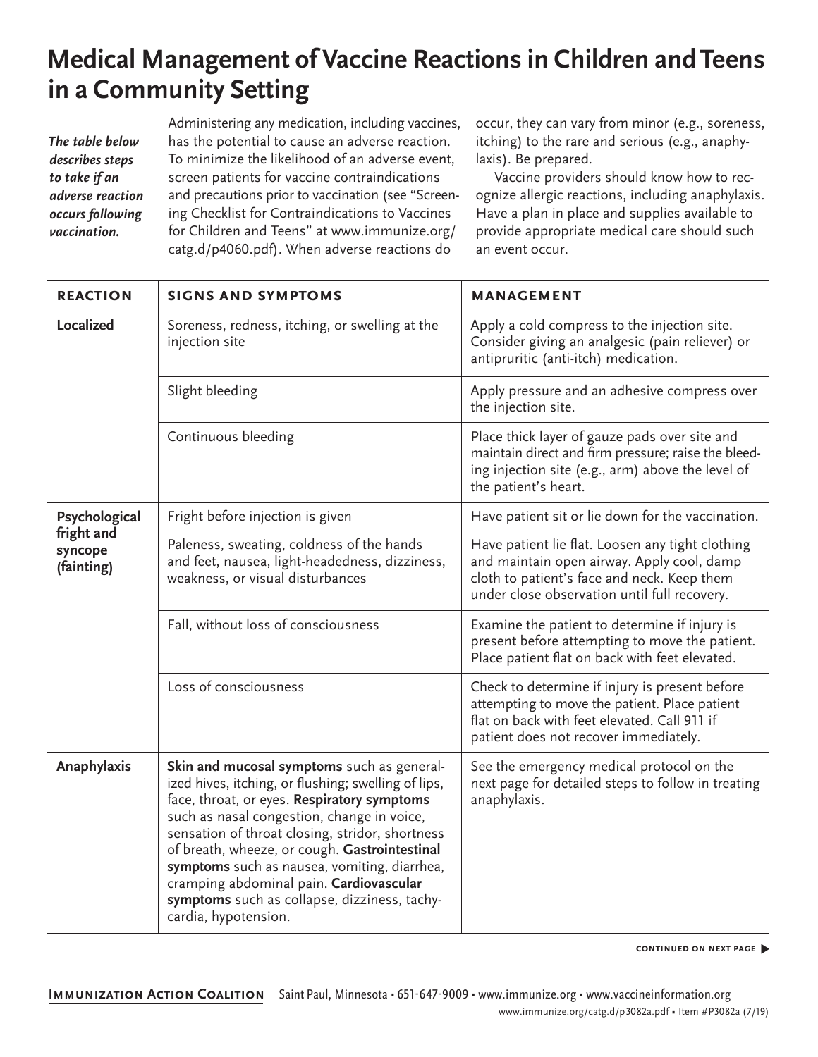# Medical Management of Vaccine Reactions in Children and Teens in a Community Setting

*The table below describes steps to take if an adverse reaction occurs following vaccination.*

Administering any medication, including vaccines, has the potential to cause an adverse reaction. To minimize the likelihood of an adverse event, screen patients for vaccine contraindications and precautions prior to vaccination (see "Screening Checklist for Contraindications to Vaccines for Children and Teens" at www.immunize.org/catg.d/p4060.pdf). When adverse reactions do occur, they can vary from minor (e.g., soreness, itching) to the rare and serious (e.g., anaphylaxis). Be prepared.

Vaccine providers should know how to recognize allergic reactions, including anaphylaxis. Have a plan in place and supplies available to provide appropriate medical care should such an event occur.

| REACTION | SIGNS AND SYMPTOMS | MANAGEMENT |
|---|---|---|
| **Localized** | Soreness, redness, itching, or swelling at the injection site | Apply a cold compress to the injection site. Consider giving an analgesic (pain reliever) or antipruritic (anti-itch) medication. |
| | Slight bleeding | Apply pressure and an adhesive compress over the injection site. |
| | Continuous bleeding | Place thick layer of gauze pads over site and maintain direct and firm pressure; raise the bleeding injection site (e.g., arm) above the level of the patient's heart. |
| **Psychological fright and syncope (fainting)** | Fright before injection is given | Have patient sit or lie down for the vaccination. |
| | Paleness, sweating, coldness of the hands and feet, nausea, light-headedness, dizziness, weakness, or visual disturbances | Have patient lie flat. Loosen any tight clothing and maintain open airway. Apply cool, damp cloth to patient's face and neck. Keep them under close observation until full recovery. |
| | Fall, without loss of consciousness | Examine the patient to determine if injury is present before attempting to move the patient. Place patient flat on back with feet elevated. |
| | Loss of consciousness | Check to determine if injury is present before attempting to move the patient. Place patient flat on back with feet elevated. Call 911 if patient does not recover immediately. |
| **Anaphylaxis** | **Skin and mucosal symptoms** such as generalized hives, itching, or flushing; swelling of lips, face, throat, or eyes. **Respiratory symptoms** such as nasal congestion, change in voice, sensation of throat closing, stridor, shortness of breath, wheeze, or cough. **Gastrointestinal symptoms** such as nausea, vomiting, diarrhea, cramping abdominal pain. **Cardiovascular symptoms** such as collapse, dizziness, tachycardia, hypotension. | See the emergency medical protocol on the next page for detailed steps to follow in treating anaphylaxis. |

CONTINUED ON NEXT PAGE ▶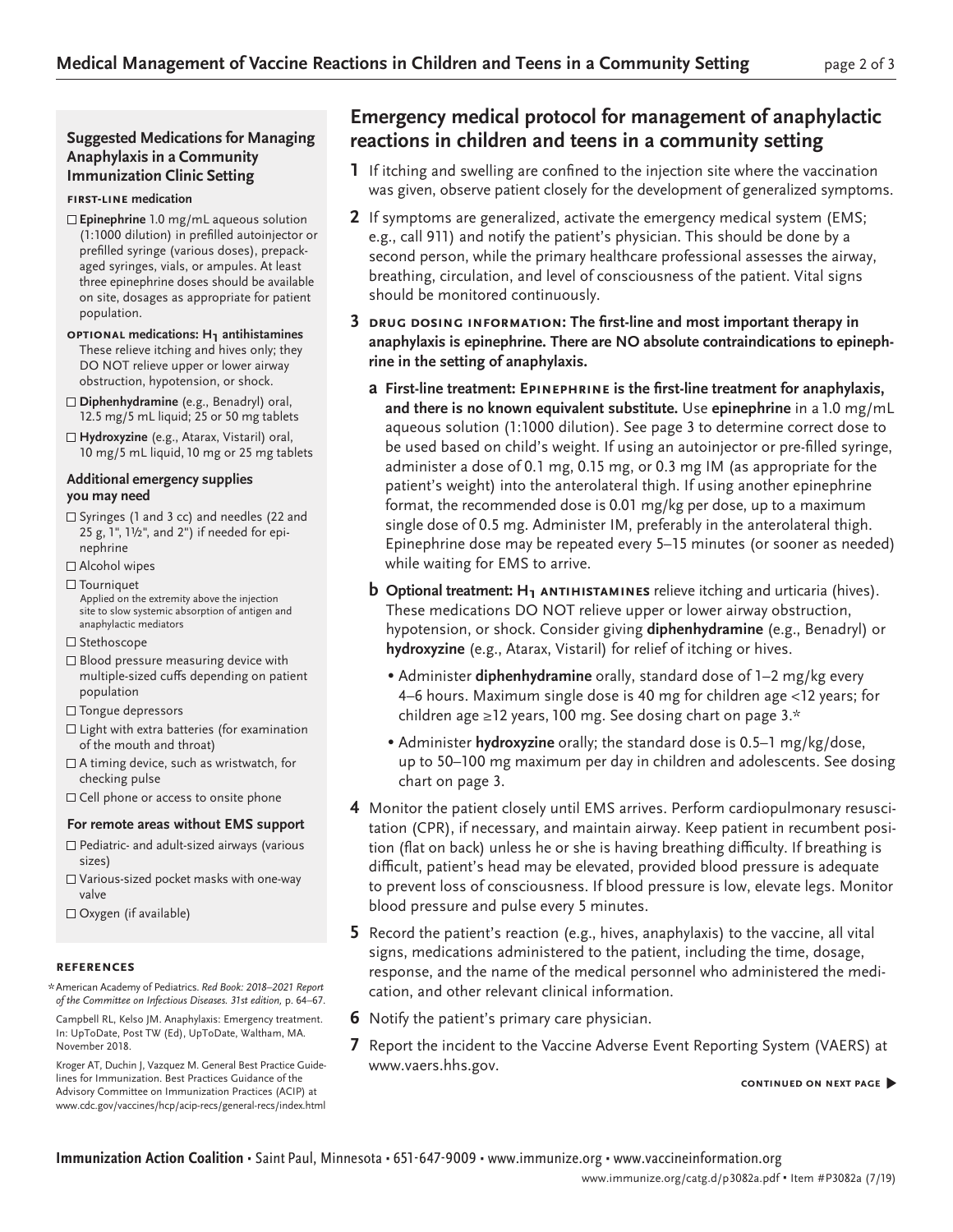## Suggested Medications for Managing Anaphylaxis in a Community Immunization Clinic Setting

**FIRST-LINE medication**

- ☐ **Epinephrine** 1.0 mg/mL aqueous solution (1:1000 dilution) in prefilled autoinjector or prefilled syringe (various doses), prepackaged syringes, vials, or ampules. At least three epinephrine doses should be available on site, dosages as appropriate for patient population.

**OPTIONAL medications: $H_1$ antihistamines**
These relieve itching and hives only; they DO NOT relieve upper or lower airway obstruction, hypotension, or shock.

- ☐ **Diphenhydramine** (e.g., Benadryl) oral, 12.5 mg/5 mL liquid; 25 or 50 mg tablets
- ☐ **Hydroxyzine** (e.g., Atarax, Vistaril) oral, 10 mg/5 mL liquid, 10 mg or 25 mg tablets

### Additional emergency supplies you may need

- ☐ Syringes (1 and 3 cc) and needles (22 and 25 g, 1", 1½", and 2") if needed for epinephrine
- ☐ Alcohol wipes
- ☐ Tourniquet
  Applied on the extremity above the injection site to slow systemic absorption of antigen and anaphylactic mediators
- ☐ Stethoscope
- ☐ Blood pressure measuring device with multiple-sized cuffs depending on patient population
- ☐ Tongue depressors
- ☐ Light with extra batteries (for examination of the mouth and throat)
- ☐ A timing device, such as wristwatch, for checking pulse
- ☐ Cell phone or access to onsite phone

### For remote areas without EMS support

- ☐ Pediatric- and adult-sized airways (various sizes)
- ☐ Various-sized pocket masks with one-way valve
- ☐ Oxygen (if available)

## Emergency medical protocol for management of anaphylactic reactions in children and teens in a community setting

**1** If itching and swelling are confined to the injection site where the vaccination was given, observe patient closely for the development of generalized symptoms.

**2** If symptoms are generalized, activate the emergency medical system (EMS; e.g., call 911) and notify the patient's physician. This should be done by a second person, while the primary healthcare professional assesses the airway, breathing, circulation, and level of consciousness of the patient. Vital signs should be monitored continuously.

**3** **DRUG DOSING INFORMATION: The first-line and most important therapy in anaphylaxis is epinephrine. There are NO absolute contraindications to epinephrine in the setting of anaphylaxis.**

**a** **First-line treatment: EPINEPHRINE is the first-line treatment for anaphylaxis, and there is no known equivalent substitute.** Use **epinephrine** in a 1.0 mg/mL aqueous solution (1:1000 dilution). See page 3 to determine correct dose to be used based on child's weight. If using an autoinjector or pre-filled syringe, administer a dose of 0.1 mg, 0.15 mg, or 0.3 mg IM (as appropriate for the patient's weight) into the anterolateral thigh. If using another epinephrine format, the recommended dose is 0.01 mg/kg per dose, up to a maximum single dose of 0.5 mg. Administer IM, preferably in the anterolateral thigh. Epinephrine dose may be repeated every 5–15 minutes (or sooner as needed) while waiting for EMS to arrive.

**b** **Optional treatment: $H_1$ ANTIHISTAMINES** relieve itching and urticaria (hives). These medications DO NOT relieve upper or lower airway obstruction, hypotension, or shock. Consider giving **diphenhydramine** (e.g., Benadryl) or **hydroxyzine** (e.g., Atarax, Vistaril) for relief of itching or hives.

- Administer **diphenhydramine** orally, standard dose of 1–2 mg/kg every 4–6 hours. Maximum single dose is 40 mg for children age <12 years; for children age ≥12 years, 100 mg. See dosing chart on page 3.*
- Administer **hydroxyzine** orally; the standard dose is 0.5–1 mg/kg/dose, up to 50–100 mg maximum per day in children and adolescents. See dosing chart on page 3.

**4** Monitor the patient closely until EMS arrives. Perform cardiopulmonary resuscitation (CPR), if necessary, and maintain airway. Keep patient in recumbent position (flat on back) unless he or she is having breathing difficulty. If breathing is difficult, patient's head may be elevated, provided blood pressure is adequate to prevent loss of consciousness. If blood pressure is low, elevate legs. Monitor blood pressure and pulse every 5 minutes.

**5** Record the patient's reaction (e.g., hives, anaphylaxis) to the vaccine, all vital signs, medications administered to the patient, including the time, dosage, response, and the name of the medical personnel who administered the medication, and other relevant clinical information.

**6** Notify the patient's primary care physician.

**7** Report the incident to the Vaccine Adverse Event Reporting System (VAERS) at www.vaers.hhs.gov.

**CONTINUED ON NEXT PAGE ▶**

### REFERENCES

*American Academy of Pediatrics. *Red Book: 2018–2021 Report of the Committee on Infectious Diseases. 31st edition,* p. 64–67.

Campbell RL, Kelso JM. Anaphylaxis: Emergency treatment. In: UpToDate, Post TW (Ed), UpToDate, Waltham, MA. November 2018.

Kroger AT, Duchin J, Vazquez M. General Best Practice Guidelines for Immunization. Best Practices Guidance of the Advisory Committee on Immunization Practices (ACIP) at www.cdc.gov/vaccines/hcp/acip-recs/general-recs/index.html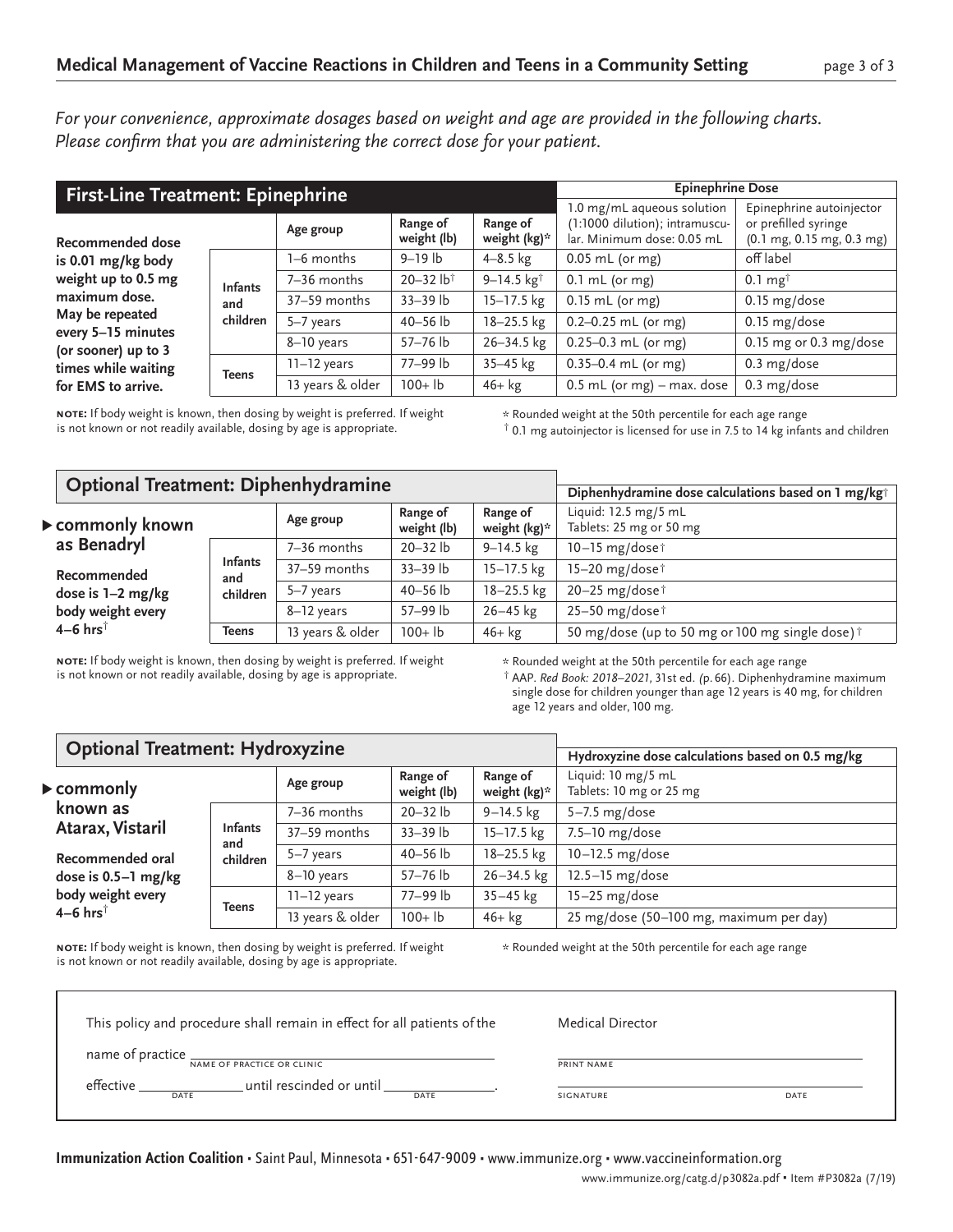*For your convenience, approximate dosages based on weight and age are provided in the following charts. Please confirm that you are administering the correct dose for your patient.*

## First-Line Treatment: Epinephrine

**Recommended dose is 0.01 mg/kg body weight up to 0.5 mg maximum dose. May be repeated every 5–15 minutes (or sooner) up to 3 times while waiting for EMS to arrive.**

| | Age group | Range of weight (lb) | Range of weight (kg)* | Epinephrine Dose: 1.0 mg/mL aqueous solution (1:1000 dilution); intramuscular. Minimum dose: 0.05 mL | Epinephrine Dose: Epinephrine autoinjector or prefilled syringe (0.1 mg, 0.15 mg, 0.3 mg) |
|---|---|---|---|---|---|
| Infants and children | 1–6 months | 9–19 lb | 4–8.5 kg | 0.05 mL (or mg) | off label |
| | 7–36 months | 20–32 lb† | 9–14.5 kg† | 0.1 mL (or mg) | 0.1 mg† |
| | 37–59 months | 33–39 lb | 15–17.5 kg | 0.15 mL (or mg) | 0.15 mg/dose |
| | 5–7 years | 40–56 lb | 18–25.5 kg | 0.2–0.25 mL (or mg) | 0.15 mg/dose |
| | 8–10 years | 57–76 lb | 26–34.5 kg | 0.25–0.3 mL (or mg) | 0.15 mg or 0.3 mg/dose |
| Teens | 11–12 years | 77–99 lb | 35–45 kg | 0.35–0.4 mL (or mg) | 0.3 mg/dose |
| | 13 years & older | 100+ lb | 46+ kg | 0.5 mL (or mg) – max. dose | 0.3 mg/dose |

**NOTE:** If body weight is known, then dosing by weight is preferred. If weight is not known or not readily available, dosing by age is appropriate.

* Rounded weight at the 50th percentile for each age range

† 0.1 mg autoinjector is licensed for use in 7.5 to 14 kg infants and children

## Optional Treatment: Diphenhydramine

**▶ commonly known as Benadryl**

**Recommended dose is 1–2 mg/kg body weight every 4–6 hrs†**

| | Age group | Range of weight (lb) | Range of weight (kg)* | Diphenhydramine dose calculations based on 1 mg/kg† — Liquid: 12.5 mg/5 mL; Tablets: 25 mg or 50 mg |
|---|---|---|---|---|
| Infants and children | 7–36 months | 20–32 lb | 9–14.5 kg | 10–15 mg/dose† |
| | 37–59 months | 33–39 lb | 15–17.5 kg | 15–20 mg/dose† |
| | 5–7 years | 40–56 lb | 18–25.5 kg | 20–25 mg/dose† |
| | 8–12 years | 57–99 lb | 26–45 kg | 25–50 mg/dose† |
| Teens | 13 years & older | 100+ lb | 46+ kg | 50 mg/dose (up to 50 mg or 100 mg single dose)† |

**NOTE:** If body weight is known, then dosing by weight is preferred. If weight is not known or not readily available, dosing by age is appropriate.

* Rounded weight at the 50th percentile for each age range

† AAP. *Red Book: 2018–2021*, 31st ed. (p. 66). Diphenhydramine maximum single dose for children younger than age 12 years is 40 mg, for children age 12 years and older, 100 mg.

## Optional Treatment: Hydroxyzine

**▶ commonly known as Atarax, Vistaril**

**Recommended oral dose is 0.5–1 mg/kg body weight every 4–6 hrs†**

| | Age group | Range of weight (lb) | Range of weight (kg)* | Hydroxyzine dose calculations based on 0.5 mg/kg — Liquid: 10 mg/5 mL; Tablets: 10 mg or 25 mg |
|---|---|---|---|---|
| Infants and children | 7–36 months | 20–32 lb | 9–14.5 kg | 5–7.5 mg/dose |
| | 37–59 months | 33–39 lb | 15–17.5 kg | 7.5–10 mg/dose |
| | 5–7 years | 40–56 lb | 18–25.5 kg | 10–12.5 mg/dose |
| | 8–10 years | 57–76 lb | 26–34.5 kg | 12.5–15 mg/dose |
| Teens | 11–12 years | 77–99 lb | 35–45 kg | 15–25 mg/dose |
| | 13 years & older | 100+ lb | 46+ kg | 25 mg/dose (50–100 mg, maximum per day) |

**NOTE:** If body weight is known, then dosing by weight is preferred. If weight is not known or not readily available, dosing by age is appropriate.

* Rounded weight at the 50th percentile for each age range

This policy and procedure shall remain in effect for all patients of the name of practice ______________________ (NAME OF PRACTICE OR CLINIC)

effective ____________ (DATE) until rescinded or until ____________ (DATE).

Medical Director

______________________ PRINT NAME

______________________ SIGNATURE ____________ DATE

**Immunization Action Coalition** • Saint Paul, Minnesota • 651-647-9009 • www.immunize.org • www.vaccineinformation.org

www.immunize.org/catg.d/p3082a.pdf • Item #P3082a (7/19)